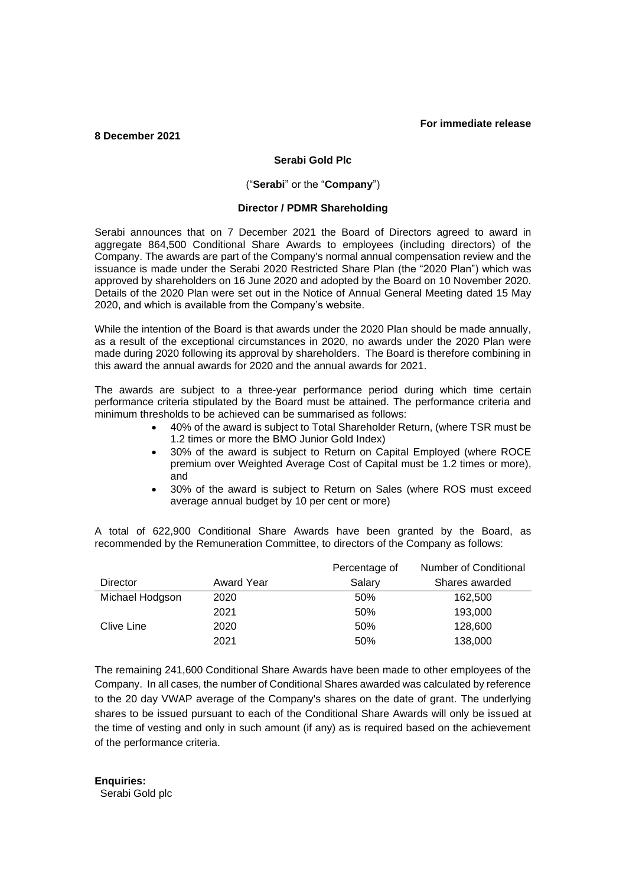**For immediate release**

**8 December 2021**

**Serabi Gold Plc**

("**Serabi**" or the "**Company**")

**Director / PDMR Shareholding**

Serabi announces that on 7 December 2021 the Board of Directors agreed to award in aggregate 864,500 Conditional Share Awards to employees (including directors) of the Company. The awards are part of the Company's normal annual compensation review and the issuance is made under the Serabi 2020 Restricted Share Plan (the "2020 Plan") which was approved by shareholders on 16 June 2020 and adopted by the Board on 10 November 2020. Details of the 2020 Plan were set out in the Notice of Annual General Meeting dated 15 May 2020, and which is available from the Company's website.

While the intention of the Board is that awards under the 2020 Plan should be made annually, as a result of the exceptional circumstances in 2020, no awards under the 2020 Plan were made during 2020 following its approval by shareholders. The Board is therefore combining in this award the annual awards for 2020 and the annual awards for 2021.

The awards are subject to a three-year performance period during which time certain performance criteria stipulated by the Board must be attained. The performance criteria and minimum thresholds to be achieved can be summarised as follows:

- 40% of the award is subject to Total Shareholder Return, (where TSR must be 1.2 times or more the BMO Junior Gold Index)
- 30% of the award is subject to Return on Capital Employed (where ROCE premium over Weighted Average Cost of Capital must be 1.2 times or more), and
- 30% of the award is subject to Return on Sales (where ROS must exceed average annual budget by 10 per cent or more)

A total of 622,900 Conditional Share Awards have been granted by the Board, as recommended by the Remuneration Committee, to directors of the Company as follows:

| Director | Award Year | Percentage of Salary | Number of Conditional Shares awarded |
|---|---|---|---|
| Michael Hodgson | 2020 | 50% | 162,500 |
| | 2021 | 50% | 193,000 |
| Clive Line | 2020 | 50% | 128,600 |
| | 2021 | 50% | 138,000 |

The remaining 241,600 Conditional Share Awards have been made to other employees of the Company. In all cases, the number of Conditional Shares awarded was calculated by reference to the 20 day VWAP average of the Company's shares on the date of grant. The underlying shares to be issued pursuant to each of the Conditional Share Awards will only be issued at the time of vesting and only in such amount (if any) as is required based on the achievement of the performance criteria.

**Enquiries:**

Serabi Gold plc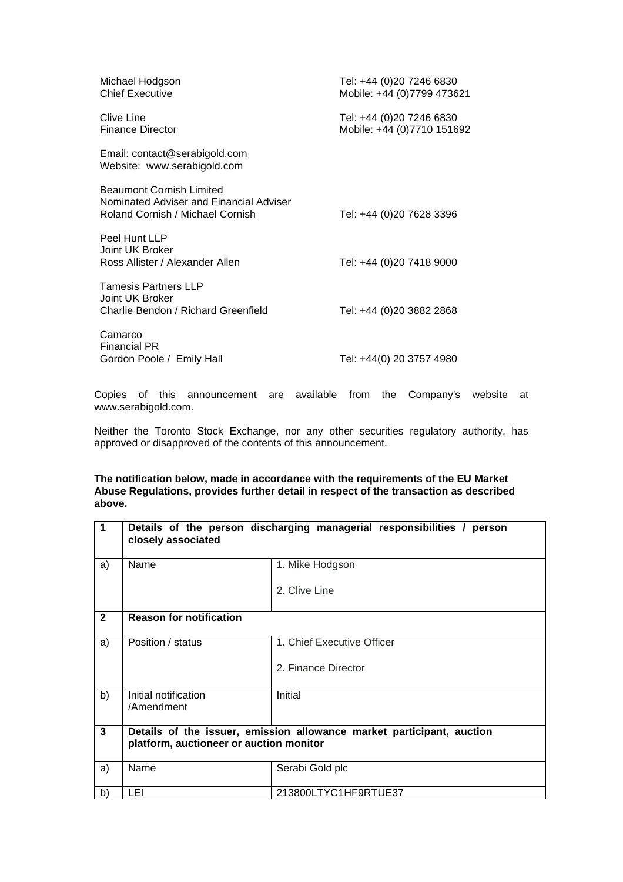| | |
|---|---|
| Michael Hodgson<br>Chief Executive | Tel: +44 (0)20 7246 6830<br>Mobile: +44 (0)7799 473621 |
| Clive Line<br>Finance Director | Tel: +44 (0)20 7246 6830<br>Mobile: +44 (0)7710 151692 |
| Email: contact@serabigold.com<br>Website: www.serabigold.com | |
| Beaumont Cornish Limited<br>Nominated Adviser and Financial Adviser<br>Roland Cornish / Michael Cornish | Tel: +44 (0)20 7628 3396 |
| Peel Hunt LLP<br>Joint UK Broker<br>Ross Allister / Alexander Allen | Tel: +44 (0)20 7418 9000 |
| Tamesis Partners LLP<br>Joint UK Broker<br>Charlie Bendon / Richard Greenfield | Tel: +44 (0)20 3882 2868 |
| Camarco<br>Financial PR<br>Gordon Poole / Emily Hall | Tel: +44(0) 20 3757 4980 |

Copies of this announcement are available from the Company's website at www.serabigold.com.

Neither the Toronto Stock Exchange, nor any other securities regulatory authority, has approved or disapproved of the contents of this announcement.

**The notification below, made in accordance with the requirements of the EU Market Abuse Regulations, provides further detail in respect of the transaction as described above.**

| | | |
|---|---|---|
| **1** | **Details of the person discharging managerial responsibilities / person closely associated** | |
| a) | Name | 1. Mike Hodgson<br><br>2. Clive Line |
| **2** | **Reason for notification** | |
| a) | Position / status | 1. Chief Executive Officer<br><br>2. Finance Director |
| b) | Initial notification /Amendment | Initial |
| **3** | **Details of the issuer, emission allowance market participant, auction platform, auctioneer or auction monitor** | |
| a) | Name | Serabi Gold plc |
| b) | LEI | 213800LTYC1HF9RTUE37 |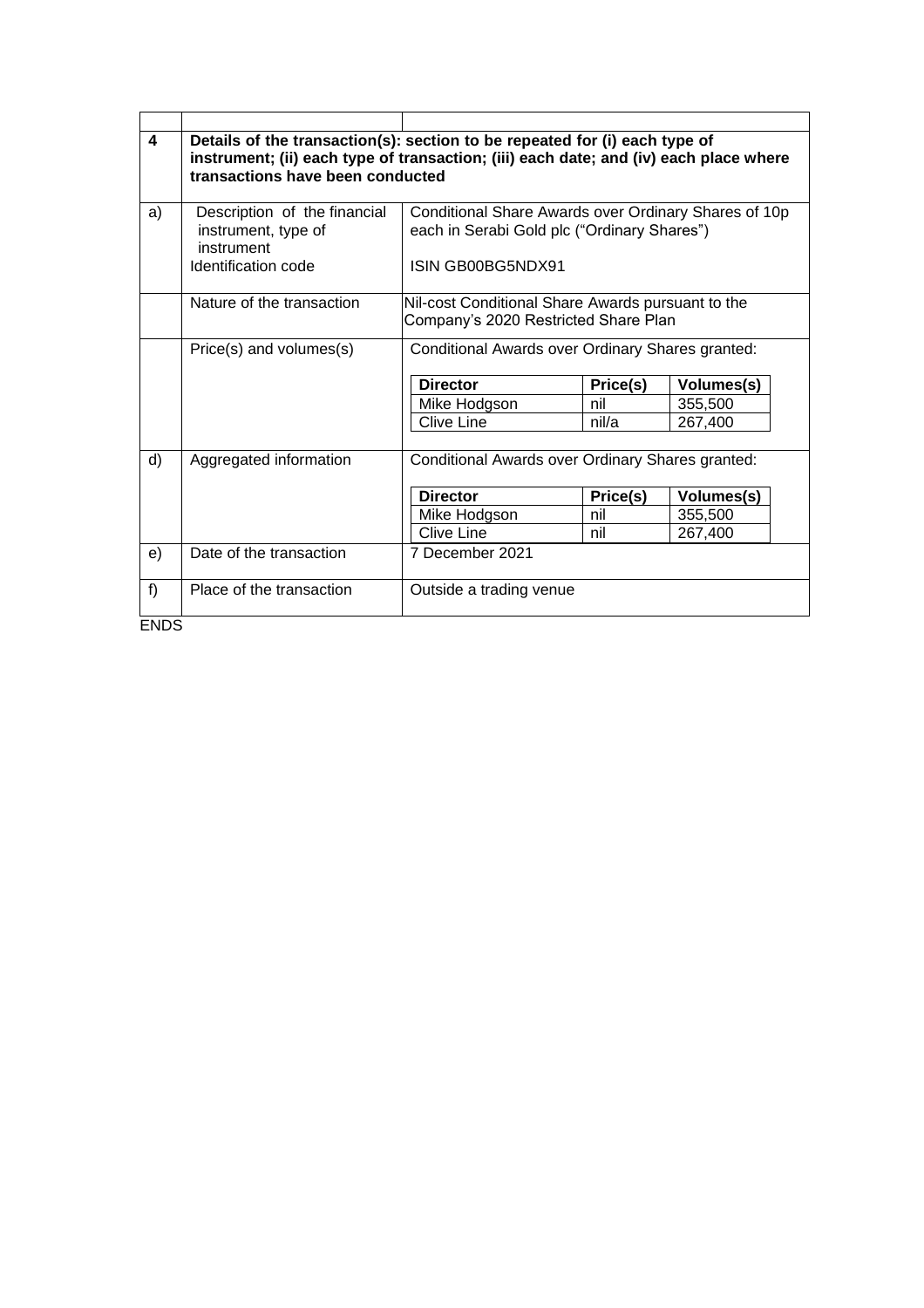| | | |
|---|---|---|
| | | |
| **4** | **Details of the transaction(s): section to be repeated for (i) each type of instrument; (ii) each type of transaction; (iii) each date; and (iv) each place where transactions have been conducted** | |
| a) | Description of the financial instrument, type of instrument<br>Identification code | Conditional Share Awards over Ordinary Shares of 10p each in Serabi Gold plc ("Ordinary Shares")<br><br>ISIN GB00BG5NDX91 |
| | Nature of the transaction | Nil-cost Conditional Share Awards pursuant to the Company's 2020 Restricted Share Plan |
| | Price(s) and volumes(s) | Conditional Awards over Ordinary Shares granted:<br><br>**Director** / **Price(s)** / **Volumes(s)**<br>Mike Hodgson / nil / 355,500<br>Clive Line / nil/a / 267,400 |
| d) | Aggregated information | Conditional Awards over Ordinary Shares granted:<br><br>**Director** / **Price(s)** / **Volumes(s)**<br>Mike Hodgson / nil / 355,500<br>Clive Line / nil / 267,400 |
| e) | Date of the transaction | 7 December 2021 |
| f) | Place of the transaction | Outside a trading venue |

ENDS